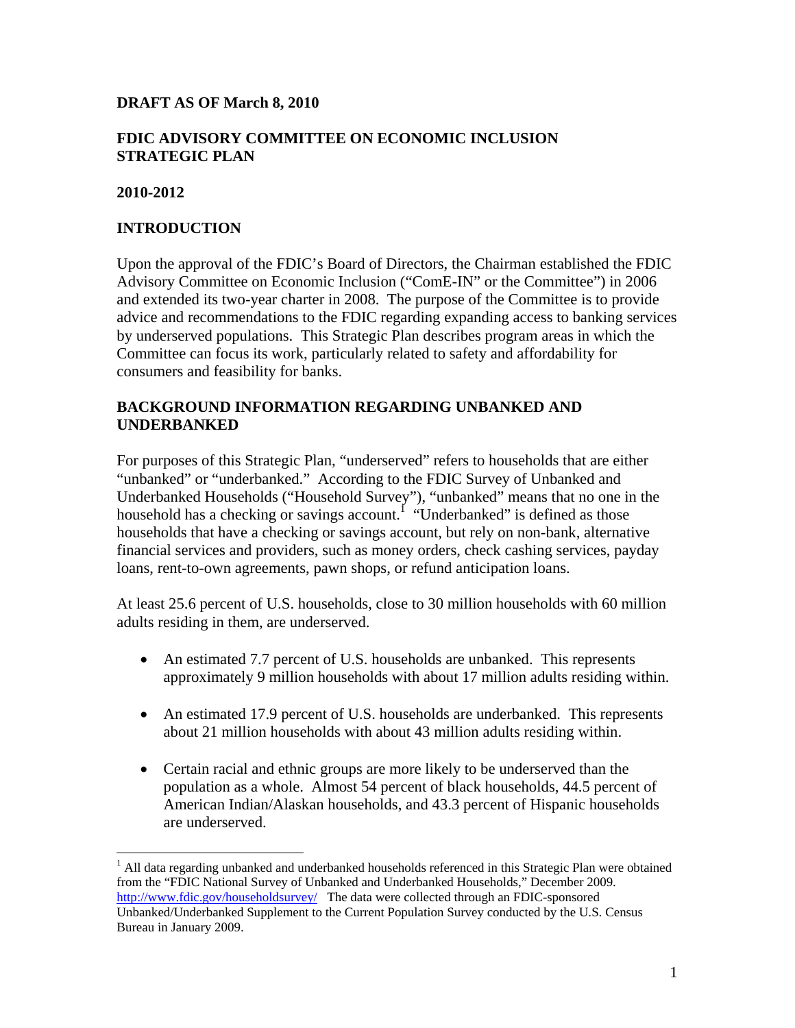**DRAFT AS OF March 8, 2010**

# FDIC ADVISORY COMMITTEE ON ECONOMIC INCLUSION STRATEGIC PLAN

**2010-2012**

## INTRODUCTION

Upon the approval of the FDIC's Board of Directors, the Chairman established the FDIC Advisory Committee on Economic Inclusion ("ComE-IN" or the Committee") in 2006 and extended its two-year charter in 2008. The purpose of the Committee is to provide advice and recommendations to the FDIC regarding expanding access to banking services by underserved populations. This Strategic Plan describes program areas in which the Committee can focus its work, particularly related to safety and affordability for consumers and feasibility for banks.

## BACKGROUND INFORMATION REGARDING UNBANKED AND UNDERBANKED

For purposes of this Strategic Plan, "underserved" refers to households that are either "unbanked" or "underbanked." According to the FDIC Survey of Unbanked and Underbanked Households ("Household Survey"), "unbanked" means that no one in the household has a checking or savings account.[1] "Underbanked" is defined as those households that have a checking or savings account, but rely on non-bank, alternative financial services and providers, such as money orders, check cashing services, payday loans, rent-to-own agreements, pawn shops, or refund anticipation loans.

At least 25.6 percent of U.S. households, close to 30 million households with 60 million adults residing in them, are underserved.

- An estimated 7.7 percent of U.S. households are unbanked. This represents approximately 9 million households with about 17 million adults residing within.
- An estimated 17.9 percent of U.S. households are underbanked. This represents about 21 million households with about 43 million adults residing within.
- Certain racial and ethnic groups are more likely to be underserved than the population as a whole. Almost 54 percent of black households, 44.5 percent of American Indian/Alaskan households, and 43.3 percent of Hispanic households are underserved.

[1] All data regarding unbanked and underbanked households referenced in this Strategic Plan were obtained from the "FDIC National Survey of Unbanked and Underbanked Households," December 2009. http://www.fdic.gov/householdsurvey/ The data were collected through an FDIC-sponsored Unbanked/Underbanked Supplement to the Current Population Survey conducted by the U.S. Census Bureau in January 2009.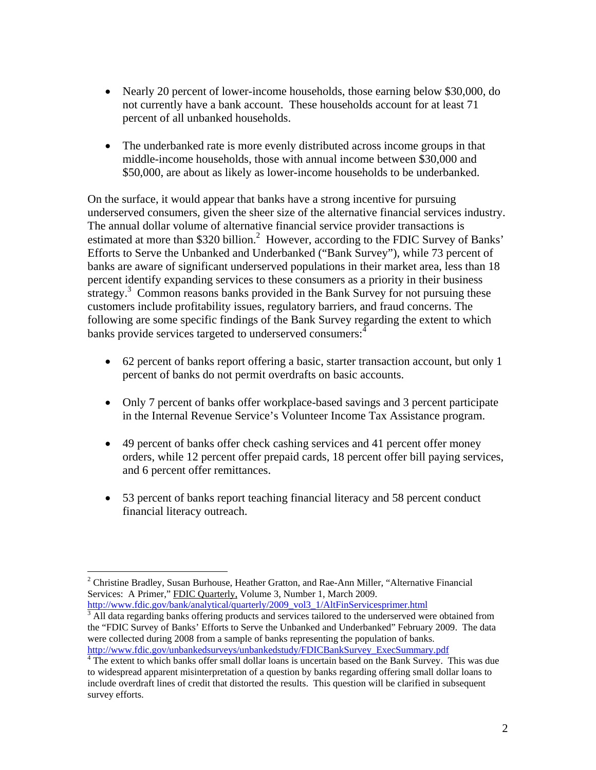- Nearly 20 percent of lower-income households, those earning below $30,000, do not currently have a bank account. These households account for at least 71 percent of all unbanked households.

- The underbanked rate is more evenly distributed across income groups in that middle-income households, those with annual income between $30,000 and $50,000, are about as likely as lower-income households to be underbanked.

On the surface, it would appear that banks have a strong incentive for pursuing underserved consumers, given the sheer size of the alternative financial services industry. The annual dollar volume of alternative financial service provider transactions is estimated at more than $320 billion.[2] However, according to the FDIC Survey of Banks' Efforts to Serve the Unbanked and Underbanked ("Bank Survey"), while 73 percent of banks are aware of significant underserved populations in their market area, less than 18 percent identify expanding services to these consumers as a priority in their business strategy.[3] Common reasons banks provided in the Bank Survey for not pursuing these customers include profitability issues, regulatory barriers, and fraud concerns. The following are some specific findings of the Bank Survey regarding the extent to which banks provide services targeted to underserved consumers:[4]

- 62 percent of banks report offering a basic, starter transaction account, but only 1 percent of banks do not permit overdrafts on basic accounts.

- Only 7 percent of banks offer workplace-based savings and 3 percent participate in the Internal Revenue Service's Volunteer Income Tax Assistance program.

- 49 percent of banks offer check cashing services and 41 percent offer money orders, while 12 percent offer prepaid cards, 18 percent offer bill paying services, and 6 percent offer remittances.

- 53 percent of banks report teaching financial literacy and 58 percent conduct financial literacy outreach.

---

[2] Christine Bradley, Susan Burhouse, Heather Gratton, and Rae-Ann Miller, "Alternative Financial Services: A Primer," FDIC Quarterly, Volume 3, Number 1, March 2009. http://www.fdic.gov/bank/analytical/quarterly/2009_vol3_1/AltFinServicesprimer.html

[3] All data regarding banks offering products and services tailored to the underserved were obtained from the "FDIC Survey of Banks' Efforts to Serve the Unbanked and Underbanked" February 2009. The data were collected during 2008 from a sample of banks representing the population of banks. http://www.fdic.gov/unbankedsurveys/unbankedstudy/FDICBankSurvey_ExecSummary.pdf

[4] The extent to which banks offer small dollar loans is uncertain based on the Bank Survey. This was due to widespread apparent misinterpretation of a question by banks regarding offering small dollar loans to include overdraft lines of credit that distorted the results. This question will be clarified in subsequent survey efforts.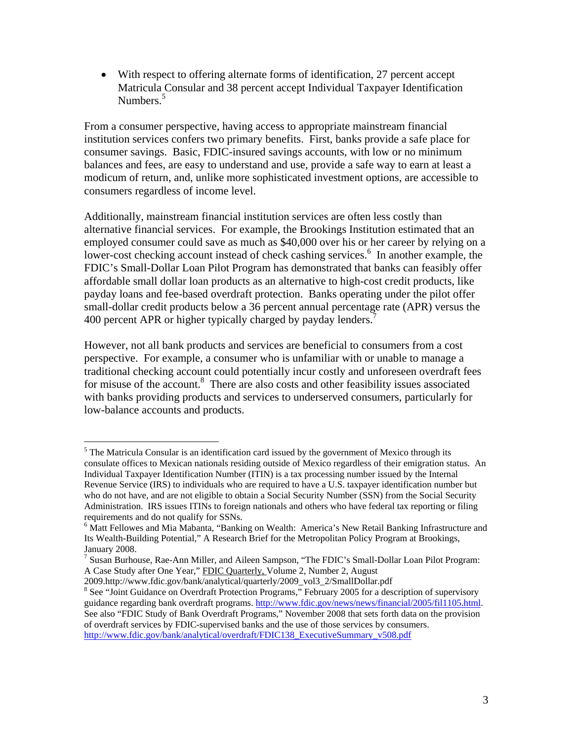- With respect to offering alternate forms of identification, 27 percent accept Matricula Consular and 38 percent accept Individual Taxpayer Identification Numbers.[5]

From a consumer perspective, having access to appropriate mainstream financial institution services confers two primary benefits. First, banks provide a safe place for consumer savings. Basic, FDIC-insured savings accounts, with low or no minimum balances and fees, are easy to understand and use, provide a safe way to earn at least a modicum of return, and, unlike more sophisticated investment options, are accessible to consumers regardless of income level.

Additionally, mainstream financial institution services are often less costly than alternative financial services. For example, the Brookings Institution estimated that an employed consumer could save as much as $40,000 over his or her career by relying on a lower-cost checking account instead of check cashing services.[6] In another example, the FDIC's Small-Dollar Loan Pilot Program has demonstrated that banks can feasibly offer affordable small dollar loan products as an alternative to high-cost credit products, like payday loans and fee-based overdraft protection. Banks operating under the pilot offer small-dollar credit products below a 36 percent annual percentage rate (APR) versus the 400 percent APR or higher typically charged by payday lenders.[7]

However, not all bank products and services are beneficial to consumers from a cost perspective. For example, a consumer who is unfamiliar with or unable to manage a traditional checking account could potentially incur costly and unforeseen overdraft fees for misuse of the account.[8] There are also costs and other feasibility issues associated with banks providing products and services to underserved consumers, particularly for low-balance accounts and products.

---

[5] The Matricula Consular is an identification card issued by the government of Mexico through its consulate offices to Mexican nationals residing outside of Mexico regardless of their emigration status. An Individual Taxpayer Identification Number (ITIN) is a tax processing number issued by the Internal Revenue Service (IRS) to individuals who are required to have a U.S. taxpayer identification number but who do not have, and are not eligible to obtain a Social Security Number (SSN) from the Social Security Administration. IRS issues ITINs to foreign nationals and others who have federal tax reporting or filing requirements and do not qualify for SSNs.

[6] Matt Fellowes and Mia Mabanta, "Banking on Wealth: America's New Retail Banking Infrastructure and Its Wealth-Building Potential," A Research Brief for the Metropolitan Policy Program at Brookings, January 2008.

[7] Susan Burhouse, Rae-Ann Miller, and Aileen Sampson, "The FDIC's Small-Dollar Loan Pilot Program: A Case Study after One Year," FDIC Quarterly, Volume 2, Number 2, August 2009.http://www.fdic.gov/bank/analytical/quarterly/2009_vol3_2/SmallDollar.pdf

[8] See "Joint Guidance on Overdraft Protection Programs," February 2005 for a description of supervisory guidance regarding bank overdraft programs. http://www.fdic.gov/news/news/financial/2005/fil1105.html. See also "FDIC Study of Bank Overdraft Programs," November 2008 that sets forth data on the provision of overdraft services by FDIC-supervised banks and the use of those services by consumers. http://www.fdic.gov/bank/analytical/overdraft/FDIC138_ExecutiveSummary_v508.pdf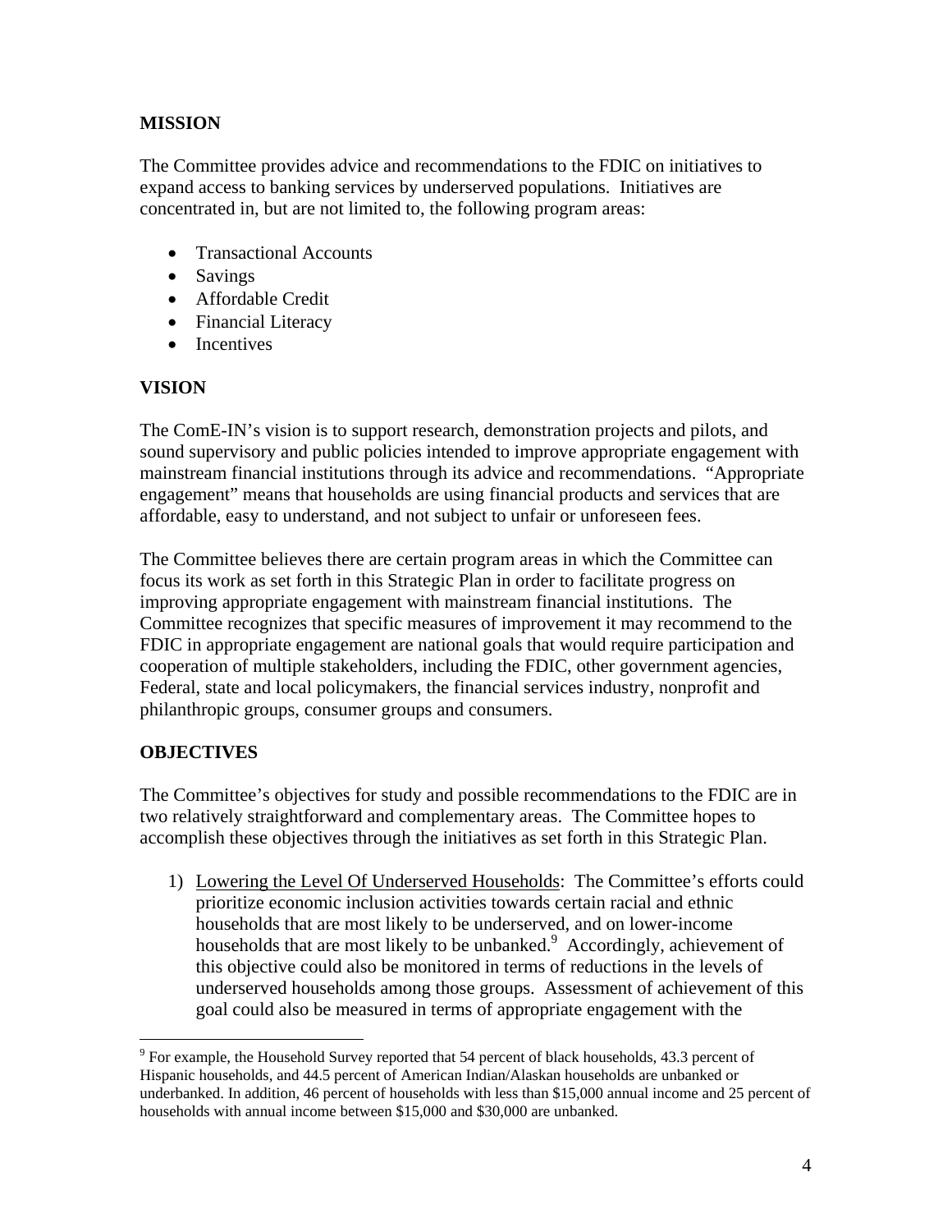## MISSION

The Committee provides advice and recommendations to the FDIC on initiatives to expand access to banking services by underserved populations. Initiatives are concentrated in, but are not limited to, the following program areas:

- Transactional Accounts
- Savings
- Affordable Credit
- Financial Literacy
- Incentives

## VISION

The ComE-IN's vision is to support research, demonstration projects and pilots, and sound supervisory and public policies intended to improve appropriate engagement with mainstream financial institutions through its advice and recommendations. "Appropriate engagement" means that households are using financial products and services that are affordable, easy to understand, and not subject to unfair or unforeseen fees.

The Committee believes there are certain program areas in which the Committee can focus its work as set forth in this Strategic Plan in order to facilitate progress on improving appropriate engagement with mainstream financial institutions. The Committee recognizes that specific measures of improvement it may recommend to the FDIC in appropriate engagement are national goals that would require participation and cooperation of multiple stakeholders, including the FDIC, other government agencies, Federal, state and local policymakers, the financial services industry, nonprofit and philanthropic groups, consumer groups and consumers.

## OBJECTIVES

The Committee's objectives for study and possible recommendations to the FDIC are in two relatively straightforward and complementary areas. The Committee hopes to accomplish these objectives through the initiatives as set forth in this Strategic Plan.

1) Lowering the Level Of Underserved Households: The Committee's efforts could prioritize economic inclusion activities towards certain racial and ethnic households that are most likely to be underserved, and on lower-income households that are most likely to be unbanked.[9] Accordingly, achievement of this objective could also be monitored in terms of reductions in the levels of underserved households among those groups. Assessment of achievement of this goal could also be measured in terms of appropriate engagement with the

[9] For example, the Household Survey reported that 54 percent of black households, 43.3 percent of Hispanic households, and 44.5 percent of American Indian/Alaskan households are unbanked or underbanked. In addition, 46 percent of households with less than $15,000 annual income and 25 percent of households with annual income between $15,000 and $30,000 are unbanked.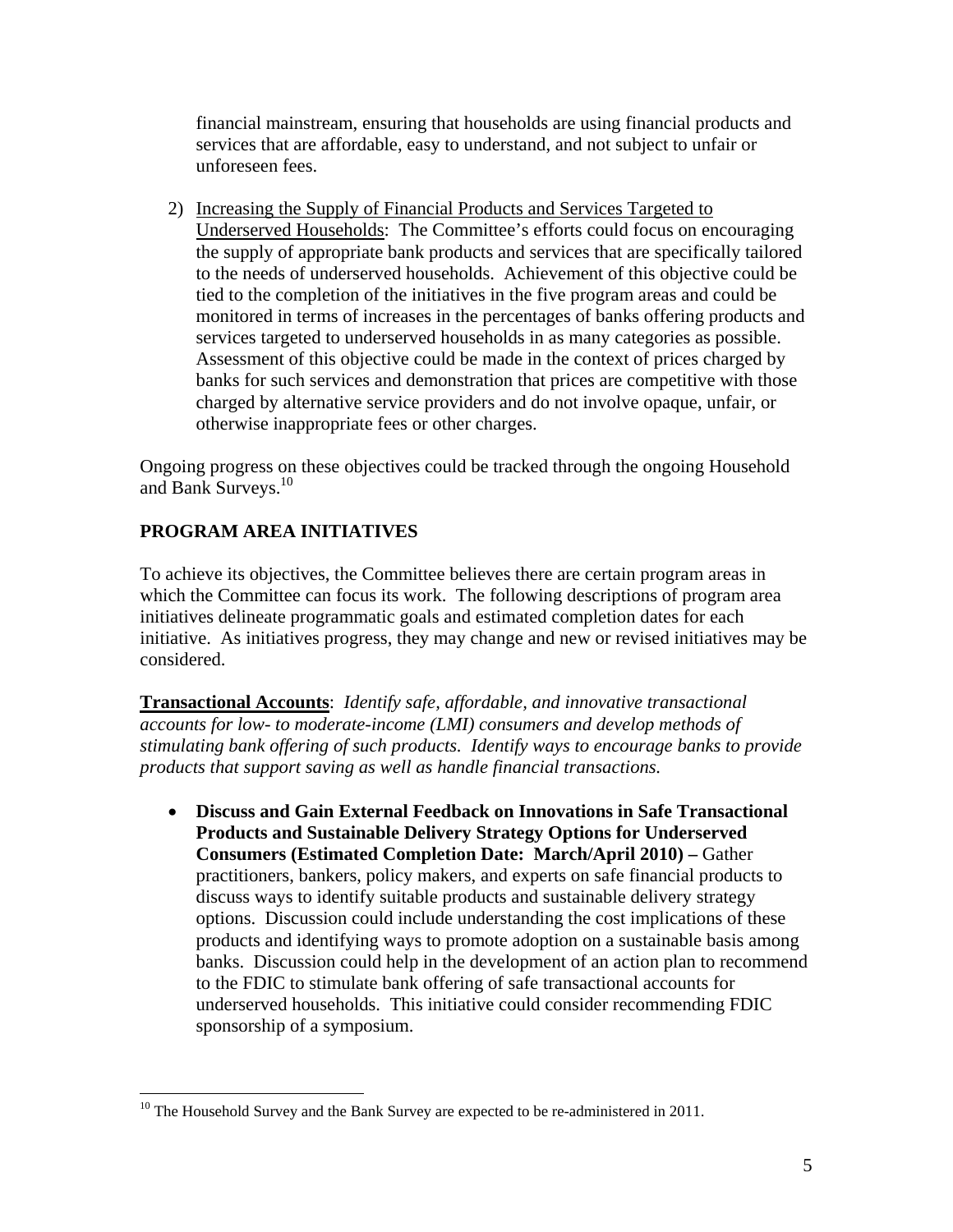financial mainstream, ensuring that households are using financial products and services that are affordable, easy to understand, and not subject to unfair or unforeseen fees.

2) Increasing the Supply of Financial Products and Services Targeted to Underserved Households: The Committee's efforts could focus on encouraging the supply of appropriate bank products and services that are specifically tailored to the needs of underserved households. Achievement of this objective could be tied to the completion of the initiatives in the five program areas and could be monitored in terms of increases in the percentages of banks offering products and services targeted to underserved households in as many categories as possible. Assessment of this objective could be made in the context of prices charged by banks for such services and demonstration that prices are competitive with those charged by alternative service providers and do not involve opaque, unfair, or otherwise inappropriate fees or other charges.

Ongoing progress on these objectives could be tracked through the ongoing Household and Bank Surveys.[10]

## PROGRAM AREA INITIATIVES

To achieve its objectives, the Committee believes there are certain program areas in which the Committee can focus its work. The following descriptions of program area initiatives delineate programmatic goals and estimated completion dates for each initiative. As initiatives progress, they may change and new or revised initiatives may be considered.

**Transactional Accounts**: *Identify safe, affordable, and innovative transactional accounts for low- to moderate-income (LMI) consumers and develop methods of stimulating bank offering of such products. Identify ways to encourage banks to provide products that support saving as well as handle financial transactions.*

- **Discuss and Gain External Feedback on Innovations in Safe Transactional Products and Sustainable Delivery Strategy Options for Underserved Consumers (Estimated Completion Date: March/April 2010) –** Gather practitioners, bankers, policy makers, and experts on safe financial products to discuss ways to identify suitable products and sustainable delivery strategy options. Discussion could include understanding the cost implications of these products and identifying ways to promote adoption on a sustainable basis among banks. Discussion could help in the development of an action plan to recommend to the FDIC to stimulate bank offering of safe transactional accounts for underserved households. This initiative could consider recommending FDIC sponsorship of a symposium.

---

[10] The Household Survey and the Bank Survey are expected to be re-administered in 2011.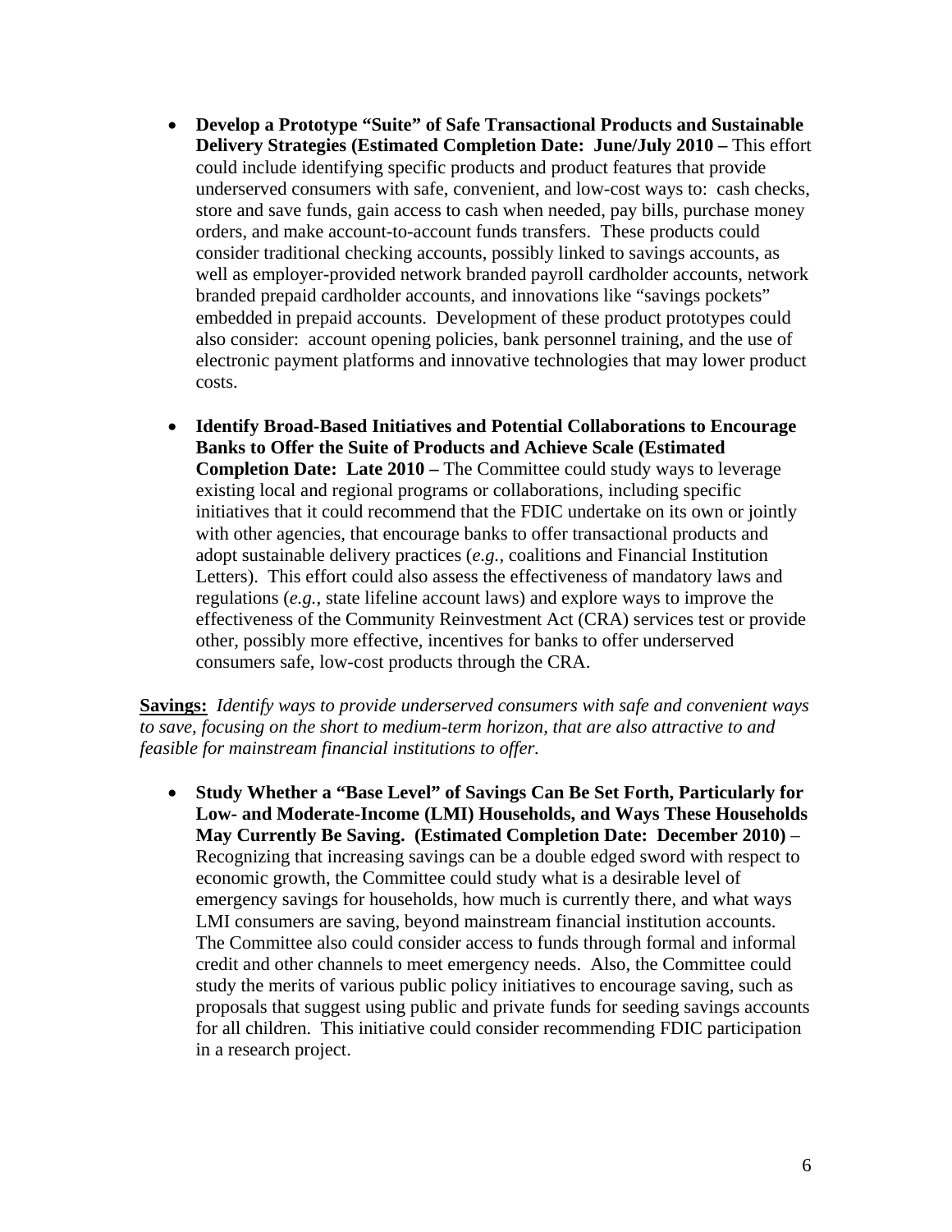- **Develop a Prototype "Suite" of Safe Transactional Products and Sustainable Delivery Strategies (Estimated Completion Date: June/July 2010 –** This effort could include identifying specific products and product features that provide underserved consumers with safe, convenient, and low-cost ways to: cash checks, store and save funds, gain access to cash when needed, pay bills, purchase money orders, and make account-to-account funds transfers. These products could consider traditional checking accounts, possibly linked to savings accounts, as well as employer-provided network branded payroll cardholder accounts, network branded prepaid cardholder accounts, and innovations like "savings pockets" embedded in prepaid accounts. Development of these product prototypes could also consider: account opening policies, bank personnel training, and the use of electronic payment platforms and innovative technologies that may lower product costs.

- **Identify Broad-Based Initiatives and Potential Collaborations to Encourage Banks to Offer the Suite of Products and Achieve Scale (Estimated Completion Date: Late 2010 –** The Committee could study ways to leverage existing local and regional programs or collaborations, including specific initiatives that it could recommend that the FDIC undertake on its own or jointly with other agencies, that encourage banks to offer transactional products and adopt sustainable delivery practices (*e.g.*, coalitions and Financial Institution Letters). This effort could also assess the effectiveness of mandatory laws and regulations (*e.g.*, state lifeline account laws) and explore ways to improve the effectiveness of the Community Reinvestment Act (CRA) services test or provide other, possibly more effective, incentives for banks to offer underserved consumers safe, low-cost products through the CRA.

**Savings:** *Identify ways to provide underserved consumers with safe and convenient ways to save, focusing on the short to medium-term horizon, that are also attractive to and feasible for mainstream financial institutions to offer.*

- **Study Whether a "Base Level" of Savings Can Be Set Forth, Particularly for Low- and Moderate-Income (LMI) Households, and Ways These Households May Currently Be Saving. (Estimated Completion Date: December 2010)** – Recognizing that increasing savings can be a double edged sword with respect to economic growth, the Committee could study what is a desirable level of emergency savings for households, how much is currently there, and what ways LMI consumers are saving, beyond mainstream financial institution accounts. The Committee also could consider access to funds through formal and informal credit and other channels to meet emergency needs. Also, the Committee could study the merits of various public policy initiatives to encourage saving, such as proposals that suggest using public and private funds for seeding savings accounts for all children. This initiative could consider recommending FDIC participation in a research project.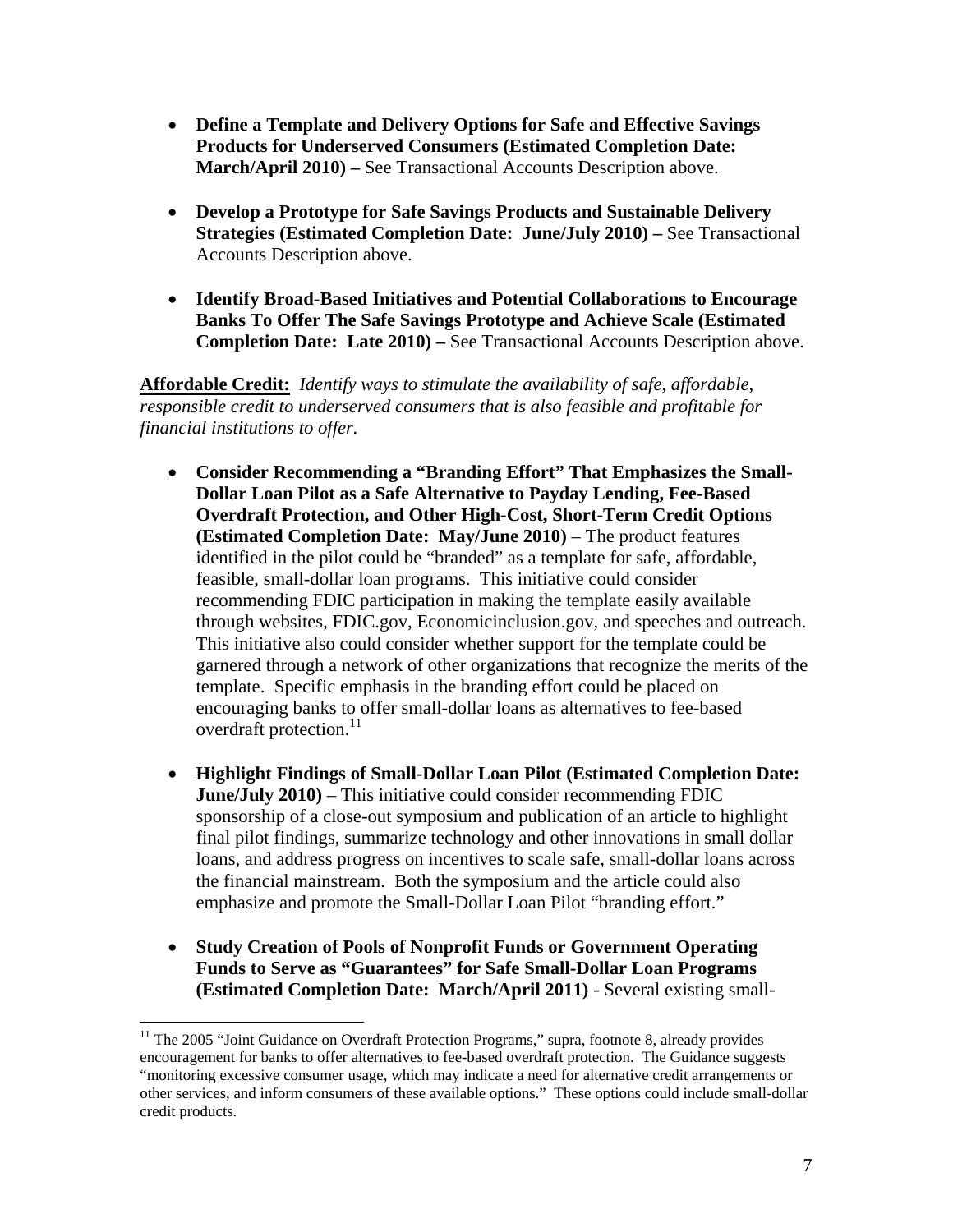- **Define a Template and Delivery Options for Safe and Effective Savings Products for Underserved Consumers (Estimated Completion Date: March/April 2010) –** See Transactional Accounts Description above.

- **Develop a Prototype for Safe Savings Products and Sustainable Delivery Strategies (Estimated Completion Date: June/July 2010) –** See Transactional Accounts Description above.

- **Identify Broad-Based Initiatives and Potential Collaborations to Encourage Banks To Offer The Safe Savings Prototype and Achieve Scale (Estimated Completion Date: Late 2010) –** See Transactional Accounts Description above.

**Affordable Credit:** *Identify ways to stimulate the availability of safe, affordable, responsible credit to underserved consumers that is also feasible and profitable for financial institutions to offer.*

- **Consider Recommending a "Branding Effort" That Emphasizes the Small-Dollar Loan Pilot as a Safe Alternative to Payday Lending, Fee-Based Overdraft Protection, and Other High-Cost, Short-Term Credit Options (Estimated Completion Date: May/June 2010)** – The product features identified in the pilot could be "branded" as a template for safe, affordable, feasible, small-dollar loan programs. This initiative could consider recommending FDIC participation in making the template easily available through websites, FDIC.gov, Economicinclusion.gov, and speeches and outreach. This initiative also could consider whether support for the template could be garnered through a network of other organizations that recognize the merits of the template. Specific emphasis in the branding effort could be placed on encouraging banks to offer small-dollar loans as alternatives to fee-based overdraft protection.[11]

- **Highlight Findings of Small-Dollar Loan Pilot (Estimated Completion Date: June/July 2010)** – This initiative could consider recommending FDIC sponsorship of a close-out symposium and publication of an article to highlight final pilot findings, summarize technology and other innovations in small dollar loans, and address progress on incentives to scale safe, small-dollar loans across the financial mainstream. Both the symposium and the article could also emphasize and promote the Small-Dollar Loan Pilot "branding effort."

- **Study Creation of Pools of Nonprofit Funds or Government Operating Funds to Serve as "Guarantees" for Safe Small-Dollar Loan Programs (Estimated Completion Date: March/April 2011)** - Several existing small-

[11] The 2005 "Joint Guidance on Overdraft Protection Programs," supra, footnote 8, already provides encouragement for banks to offer alternatives to fee-based overdraft protection. The Guidance suggests "monitoring excessive consumer usage, which may indicate a need for alternative credit arrangements or other services, and inform consumers of these available options." These options could include small-dollar credit products.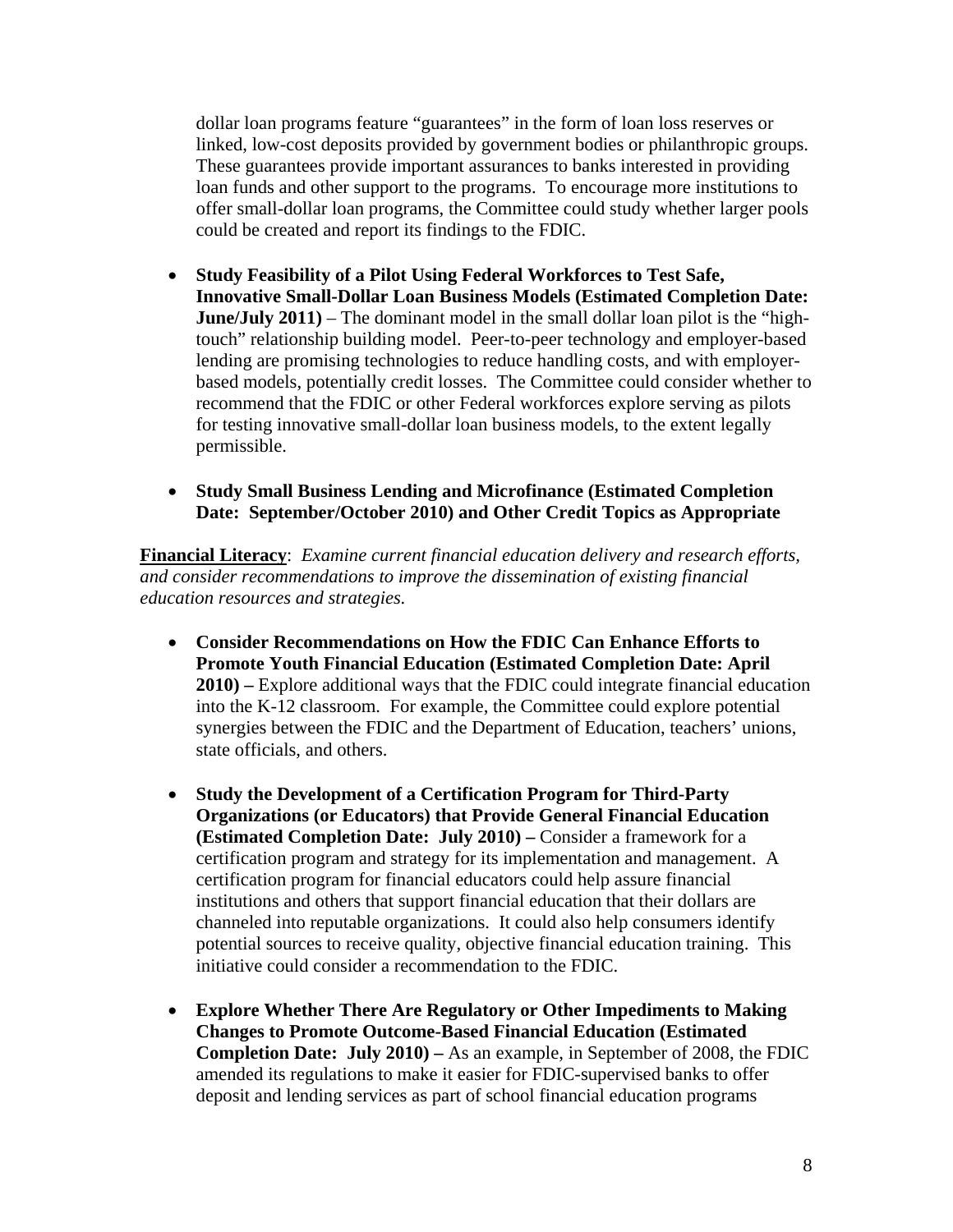dollar loan programs feature "guarantees" in the form of loan loss reserves or linked, low-cost deposits provided by government bodies or philanthropic groups. These guarantees provide important assurances to banks interested in providing loan funds and other support to the programs. To encourage more institutions to offer small-dollar loan programs, the Committee could study whether larger pools could be created and report its findings to the FDIC.

- **Study Feasibility of a Pilot Using Federal Workforces to Test Safe, Innovative Small-Dollar Loan Business Models (Estimated Completion Date: June/July 2011)** – The dominant model in the small dollar loan pilot is the "high-touch" relationship building model. Peer-to-peer technology and employer-based lending are promising technologies to reduce handling costs, and with employer-based models, potentially credit losses. The Committee could consider whether to recommend that the FDIC or other Federal workforces explore serving as pilots for testing innovative small-dollar loan business models, to the extent legally permissible.

- **Study Small Business Lending and Microfinance (Estimated Completion Date: September/October 2010) and Other Credit Topics as Appropriate**

**Financial Literacy**: *Examine current financial education delivery and research efforts, and consider recommendations to improve the dissemination of existing financial education resources and strategies.*

- **Consider Recommendations on How the FDIC Can Enhance Efforts to Promote Youth Financial Education (Estimated Completion Date: April 2010) –** Explore additional ways that the FDIC could integrate financial education into the K-12 classroom. For example, the Committee could explore potential synergies between the FDIC and the Department of Education, teachers' unions, state officials, and others.

- **Study the Development of a Certification Program for Third-Party Organizations (or Educators) that Provide General Financial Education (Estimated Completion Date: July 2010) –** Consider a framework for a certification program and strategy for its implementation and management. A certification program for financial educators could help assure financial institutions and others that support financial education that their dollars are channeled into reputable organizations. It could also help consumers identify potential sources to receive quality, objective financial education training. This initiative could consider a recommendation to the FDIC.

- **Explore Whether There Are Regulatory or Other Impediments to Making Changes to Promote Outcome-Based Financial Education (Estimated Completion Date: July 2010) –** As an example, in September of 2008, the FDIC amended its regulations to make it easier for FDIC-supervised banks to offer deposit and lending services as part of school financial education programs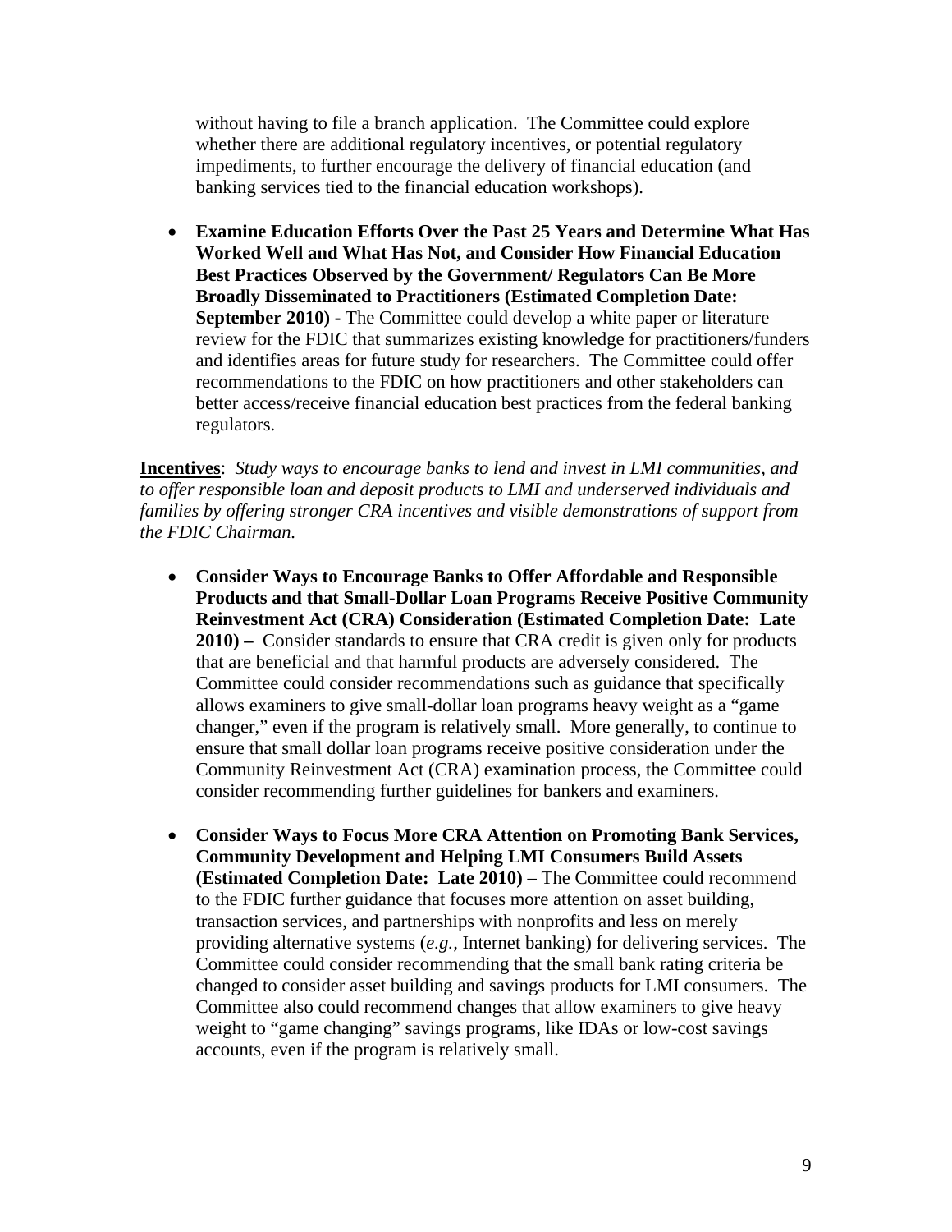without having to file a branch application. The Committee could explore whether there are additional regulatory incentives, or potential regulatory impediments, to further encourage the delivery of financial education (and banking services tied to the financial education workshops).

- **Examine Education Efforts Over the Past 25 Years and Determine What Has Worked Well and What Has Not, and Consider How Financial Education Best Practices Observed by the Government/ Regulators Can Be More Broadly Disseminated to Practitioners (Estimated Completion Date: September 2010) -** The Committee could develop a white paper or literature review for the FDIC that summarizes existing knowledge for practitioners/funders and identifies areas for future study for researchers. The Committee could offer recommendations to the FDIC on how practitioners and other stakeholders can better access/receive financial education best practices from the federal banking regulators.

**Incentives**: *Study ways to encourage banks to lend and invest in LMI communities, and to offer responsible loan and deposit products to LMI and underserved individuals and families by offering stronger CRA incentives and visible demonstrations of support from the FDIC Chairman.*

- **Consider Ways to Encourage Banks to Offer Affordable and Responsible Products and that Small-Dollar Loan Programs Receive Positive Community Reinvestment Act (CRA) Consideration (Estimated Completion Date: Late 2010) –** Consider standards to ensure that CRA credit is given only for products that are beneficial and that harmful products are adversely considered. The Committee could consider recommendations such as guidance that specifically allows examiners to give small-dollar loan programs heavy weight as a "game changer," even if the program is relatively small. More generally, to continue to ensure that small dollar loan programs receive positive consideration under the Community Reinvestment Act (CRA) examination process, the Committee could consider recommending further guidelines for bankers and examiners.

- **Consider Ways to Focus More CRA Attention on Promoting Bank Services, Community Development and Helping LMI Consumers Build Assets (Estimated Completion Date: Late 2010) –** The Committee could recommend to the FDIC further guidance that focuses more attention on asset building, transaction services, and partnerships with nonprofits and less on merely providing alternative systems (*e.g.,* Internet banking) for delivering services. The Committee could consider recommending that the small bank rating criteria be changed to consider asset building and savings products for LMI consumers. The Committee also could recommend changes that allow examiners to give heavy weight to "game changing" savings programs, like IDAs or low-cost savings accounts, even if the program is relatively small.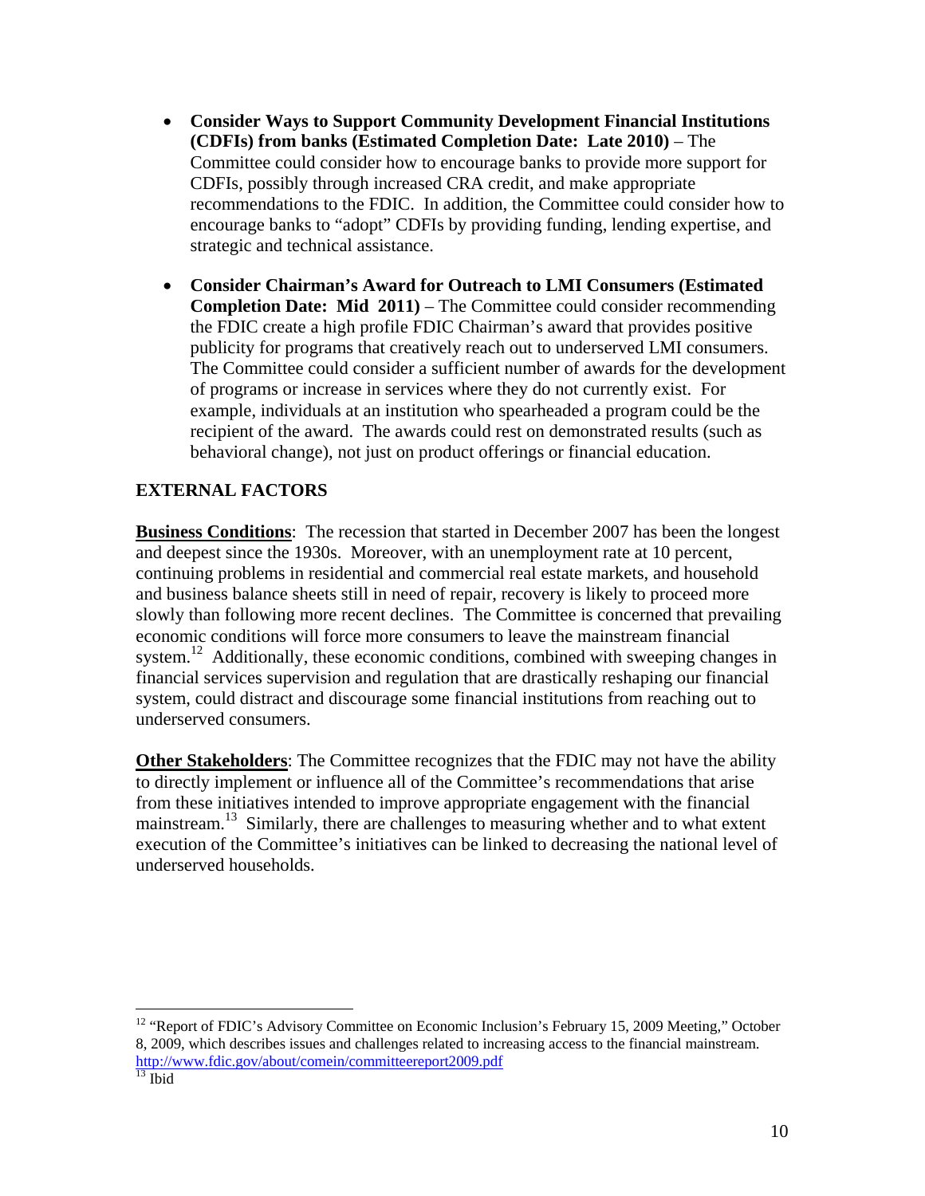- **Consider Ways to Support Community Development Financial Institutions (CDFIs) from banks (Estimated Completion Date: Late 2010)** – The Committee could consider how to encourage banks to provide more support for CDFIs, possibly through increased CRA credit, and make appropriate recommendations to the FDIC. In addition, the Committee could consider how to encourage banks to "adopt" CDFIs by providing funding, lending expertise, and strategic and technical assistance.

- **Consider Chairman's Award for Outreach to LMI Consumers (Estimated Completion Date: Mid 2011)** – The Committee could consider recommending the FDIC create a high profile FDIC Chairman's award that provides positive publicity for programs that creatively reach out to underserved LMI consumers. The Committee could consider a sufficient number of awards for the development of programs or increase in services where they do not currently exist. For example, individuals at an institution who spearheaded a program could be the recipient of the award. The awards could rest on demonstrated results (such as behavioral change), not just on product offerings or financial education.

## EXTERNAL FACTORS

**Business Conditions**: The recession that started in December 2007 has been the longest and deepest since the 1930s. Moreover, with an unemployment rate at 10 percent, continuing problems in residential and commercial real estate markets, and household and business balance sheets still in need of repair, recovery is likely to proceed more slowly than following more recent declines. The Committee is concerned that prevailing economic conditions will force more consumers to leave the mainstream financial system.[12] Additionally, these economic conditions, combined with sweeping changes in financial services supervision and regulation that are drastically reshaping our financial system, could distract and discourage some financial institutions from reaching out to underserved consumers.

**Other Stakeholders**: The Committee recognizes that the FDIC may not have the ability to directly implement or influence all of the Committee's recommendations that arise from these initiatives intended to improve appropriate engagement with the financial mainstream.[13] Similarly, there are challenges to measuring whether and to what extent execution of the Committee's initiatives can be linked to decreasing the national level of underserved households.

---

[12] "Report of FDIC's Advisory Committee on Economic Inclusion's February 15, 2009 Meeting," October 8, 2009, which describes issues and challenges related to increasing access to the financial mainstream. http://www.fdic.gov/about/comein/committeereport2009.pdf

[13] Ibid